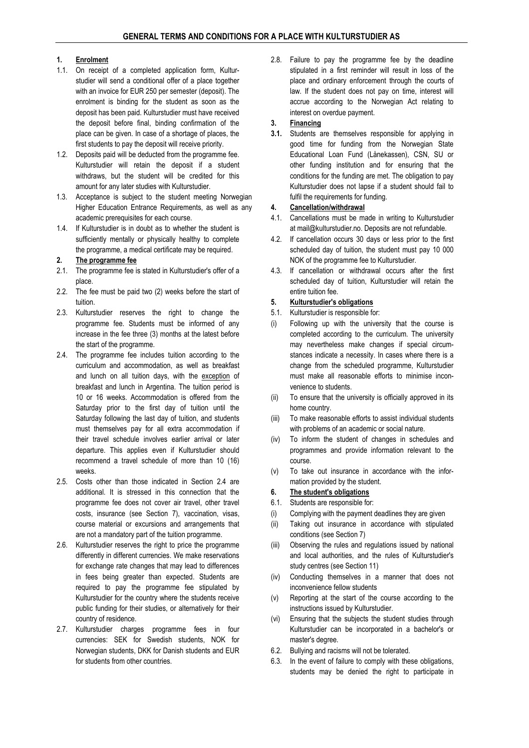# GENERAL TERMS AND CONDITIONS FOR A PLACE WITH KULTURSTUDIER AS

## 1. Enrolment

1.1. On receipt of a completed application form, Kulturstudier will send a conditional offer of a place together with an invoice for EUR 250 per semester (deposit). The enrolment is binding for the student as soon as the deposit has been paid. Kulturstudier must have received the deposit before final, binding confirmation of the place can be given. In case of a shortage of places, the first students to pay the deposit will receive priority.

1.2. Deposits paid will be deducted from the programme fee. Kulturstudier will retain the deposit if a student withdraws, but the student will be credited for this amount for any later studies with Kulturstudier.

1.3. Acceptance is subject to the student meeting Norwegian Higher Education Entrance Requirements, as well as any academic prerequisites for each course.

1.4. If Kulturstudier is in doubt as to whether the student is sufficiently mentally or physically healthy to complete the programme, a medical certificate may be required.

## 2. The programme fee

2.1. The programme fee is stated in Kulturstudier's offer of a place.

2.2. The fee must be paid two (2) weeks before the start of tuition.

2.3. Kulturstudier reserves the right to change the programme fee. Students must be informed of any increase in the fee three (3) months at the latest before the start of the programme.

2.4. The programme fee includes tuition according to the curriculum and accommodation, as well as breakfast and lunch on all tuition days, with the exception of breakfast and lunch in Argentina. The tuition period is 10 or 16 weeks. Accommodation is offered from the Saturday prior to the first day of tuition until the Saturday following the last day of tuition, and students must themselves pay for all extra accommodation if their travel schedule involves earlier arrival or later departure. This applies even if Kulturstudier should recommend a travel schedule of more than 10 (16) weeks.

2.5. Costs other than those indicated in Section 2.4 are additional. It is stressed in this connection that the programme fee does not cover air travel, other travel costs, insurance (see Section 7), vaccination, visas, course material or excursions and arrangements that are not a mandatory part of the tuition programme.

2.6. Kulturstudier reserves the right to price the programme differently in different currencies. We make reservations for exchange rate changes that may lead to differences in fees being greater than expected. Students are required to pay the programme fee stipulated by Kulturstudier for the country where the students receive public funding for their studies, or alternatively for their country of residence.

2.7. Kulturstudier charges programme fees in four currencies: SEK for Swedish students, NOK for Norwegian students, DKK for Danish students and EUR for students from other countries.

2.8. Failure to pay the programme fee by the deadline stipulated in a first reminder will result in loss of the place and ordinary enforcement through the courts of law. If the student does not pay on time, interest will accrue according to the Norwegian Act relating to interest on overdue payment.

## 3. Financing

**3.1.** Students are themselves responsible for applying in good time for funding from the Norwegian State Educational Loan Fund (Lånekassen), CSN, SU or other funding institution and for ensuring that the conditions for the funding are met. The obligation to pay Kulturstudier does not lapse if a student should fail to fulfil the requirements for funding.

## 4. Cancellation/withdrawal

4.1. Cancellations must be made in writing to Kulturstudier at mail@kulturstudier.no. Deposits are not refundable.

4.2. If cancellation occurs 30 days or less prior to the first scheduled day of tuition, the student must pay 10 000 NOK of the programme fee to Kulturstudier.

4.3. If cancellation or withdrawal occurs after the first scheduled day of tuition, Kulturstudier will retain the entire tuition fee.

## 5. Kulturstudier's obligations

5.1. Kulturstudier is responsible for:

(i) Following up with the university that the course is completed according to the curriculum. The university may nevertheless make changes if special circumstances indicate a necessity. In cases where there is a change from the scheduled programme, Kulturstudier must make all reasonable efforts to minimise inconvenience to students.

(ii) To ensure that the university is officially approved in its home country.

(iii) To make reasonable efforts to assist individual students with problems of an academic or social nature.

(iv) To inform the student of changes in schedules and programmes and provide information relevant to the course.

(v) To take out insurance in accordance with the information provided by the student.

## 6. The student's obligations

6.1. Students are responsible for:

(i) Complying with the payment deadlines they are given

(ii) Taking out insurance in accordance with stipulated conditions (see Section 7)

(iii) Observing the rules and regulations issued by national and local authorities, and the rules of Kulturstudier's study centres (see Section 11)

(iv) Conducting themselves in a manner that does not inconvenience fellow students

(v) Reporting at the start of the course according to the instructions issued by Kulturstudier.

(vi) Ensuring that the subjects the student studies through Kulturstudier can be incorporated in a bachelor's or master's degree.

6.2. Bullying and racisms will not be tolerated.

6.3. In the event of failure to comply with these obligations, students may be denied the right to participate in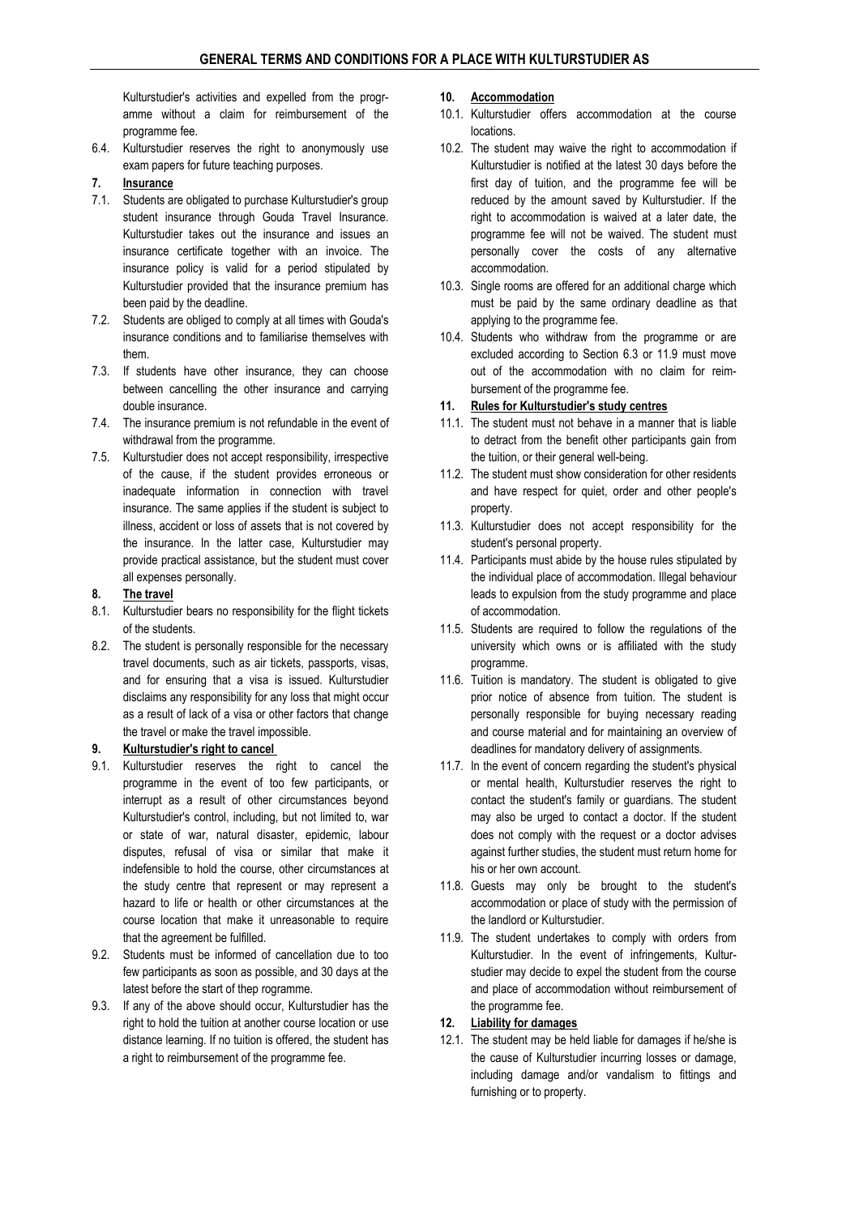Kulturstudier's activities and expelled from the progr-amme without a claim for reimbursement of the programme fee.

6.4. Kulturstudier reserves the right to anonymously use exam papers for future teaching purposes.

## 7. Insurance

7.1. Students are obligated to purchase Kulturstudier's group student insurance through Gouda Travel Insurance. Kulturstudier takes out the insurance and issues an insurance certificate together with an invoice. The insurance policy is valid for a period stipulated by Kulturstudier provided that the insurance premium has been paid by the deadline.

7.2. Students are obliged to comply at all times with Gouda's insurance conditions and to familiarise themselves with them.

7.3. If students have other insurance, they can choose between cancelling the other insurance and carrying double insurance.

7.4. The insurance premium is not refundable in the event of withdrawal from the programme.

7.5. Kulturstudier does not accept responsibility, irrespective of the cause, if the student provides erroneous or inadequate information in connection with travel insurance. The same applies if the student is subject to illness, accident or loss of assets that is not covered by the insurance. In the latter case, Kulturstudier may provide practical assistance, but the student must cover all expenses personally.

## 8. The travel

8.1. Kulturstudier bears no responsibility for the flight tickets of the students.

8.2. The student is personally responsible for the necessary travel documents, such as air tickets, passports, visas, and for ensuring that a visa is issued. Kulturstudier disclaims any responsibility for any loss that might occur as a result of lack of a visa or other factors that change the travel or make the travel impossible.

## 9. Kulturstudier's right to cancel

9.1. Kulturstudier reserves the right to cancel the programme in the event of too few participants, or interrupt as a result of other circumstances beyond Kulturstudier's control, including, but not limited to, war or state of war, natural disaster, epidemic, labour disputes, refusal of visa or similar that make it indefensible to hold the course, other circumstances at the study centre that represent or may represent a hazard to life or health or other circumstances at the course location that make it unreasonable to require that the agreement be fulfilled.

9.2. Students must be informed of cancellation due to too few participants as soon as possible, and 30 days at the latest before the start of thep rogramme.

9.3. If any of the above should occur, Kulturstudier has the right to hold the tuition at another course location or use distance learning. If no tuition is offered, the student has a right to reimbursement of the programme fee.

## 10. Accommodation

10.1. Kulturstudier offers accommodation at the course locations.

10.2. The student may waive the right to accommodation if Kulturstudier is notified at the latest 30 days before the first day of tuition, and the programme fee will be reduced by the amount saved by Kulturstudier. If the right to accommodation is waived at a later date, the programme fee will not be waived. The student must personally cover the costs of any alternative accommodation.

10.3. Single rooms are offered for an additional charge which must be paid by the same ordinary deadline as that applying to the programme fee.

10.4. Students who withdraw from the programme or are excluded according to Section 6.3 or 11.9 must move out of the accommodation with no claim for reim-bursement of the programme fee.

## 11. Rules for Kulturstudier's study centres

11.1. The student must not behave in a manner that is liable to detract from the benefit other participants gain from the tuition, or their general well-being.

11.2. The student must show consideration for other residents and have respect for quiet, order and other people's property.

11.3. Kulturstudier does not accept responsibility for the student's personal property.

11.4. Participants must abide by the house rules stipulated by the individual place of accommodation. Illegal behaviour leads to expulsion from the study programme and place of accommodation.

11.5. Students are required to follow the regulations of the university which owns or is affiliated with the study programme.

11.6. Tuition is mandatory. The student is obligated to give prior notice of absence from tuition. The student is personally responsible for buying necessary reading and course material and for maintaining an overview of deadlines for mandatory delivery of assignments.

11.7. In the event of concern regarding the student's physical or mental health, Kulturstudier reserves the right to contact the student's family or guardians. The student may also be urged to contact a doctor. If the student does not comply with the request or a doctor advises against further studies, the student must return home for his or her own account.

11.8. Guests may only be brought to the student's accommodation or place of study with the permission of the landlord or Kulturstudier.

11.9. The student undertakes to comply with orders from Kulturstudier. In the event of infringements, Kultur-studier may decide to expel the student from the course and place of accommodation without reimbursement of the programme fee.

## 12. Liability for damages

12.1. The student may be held liable for damages if he/she is the cause of Kulturstudier incurring losses or damage, including damage and/or vandalism to fittings and furnishing or to property.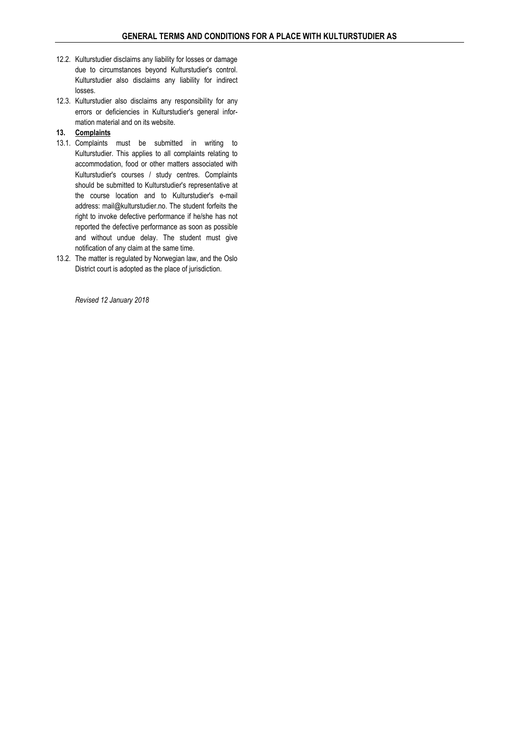12.2. Kulturstudier disclaims any liability for losses or damage due to circumstances beyond Kulturstudier's control. Kulturstudier also disclaims any liability for indirect losses.

12.3. Kulturstudier also disclaims any responsibility for any errors or deficiencies in Kulturstudier's general information material and on its website.

**13. Complaints**

13.1. Complaints must be submitted in writing to Kulturstudier. This applies to all complaints relating to accommodation, food or other matters associated with Kulturstudier's courses / study centres. Complaints should be submitted to Kulturstudier's representative at the course location and to Kulturstudier's e-mail address: mail@kulturstudier.no. The student forfeits the right to invoke defective performance if he/she has not reported the defective performance as soon as possible and without undue delay. The student must give notification of any claim at the same time.

13.2. The matter is regulated by Norwegian law, and the Oslo District court is adopted as the place of jurisdiction.

*Revised 12 January 2018*